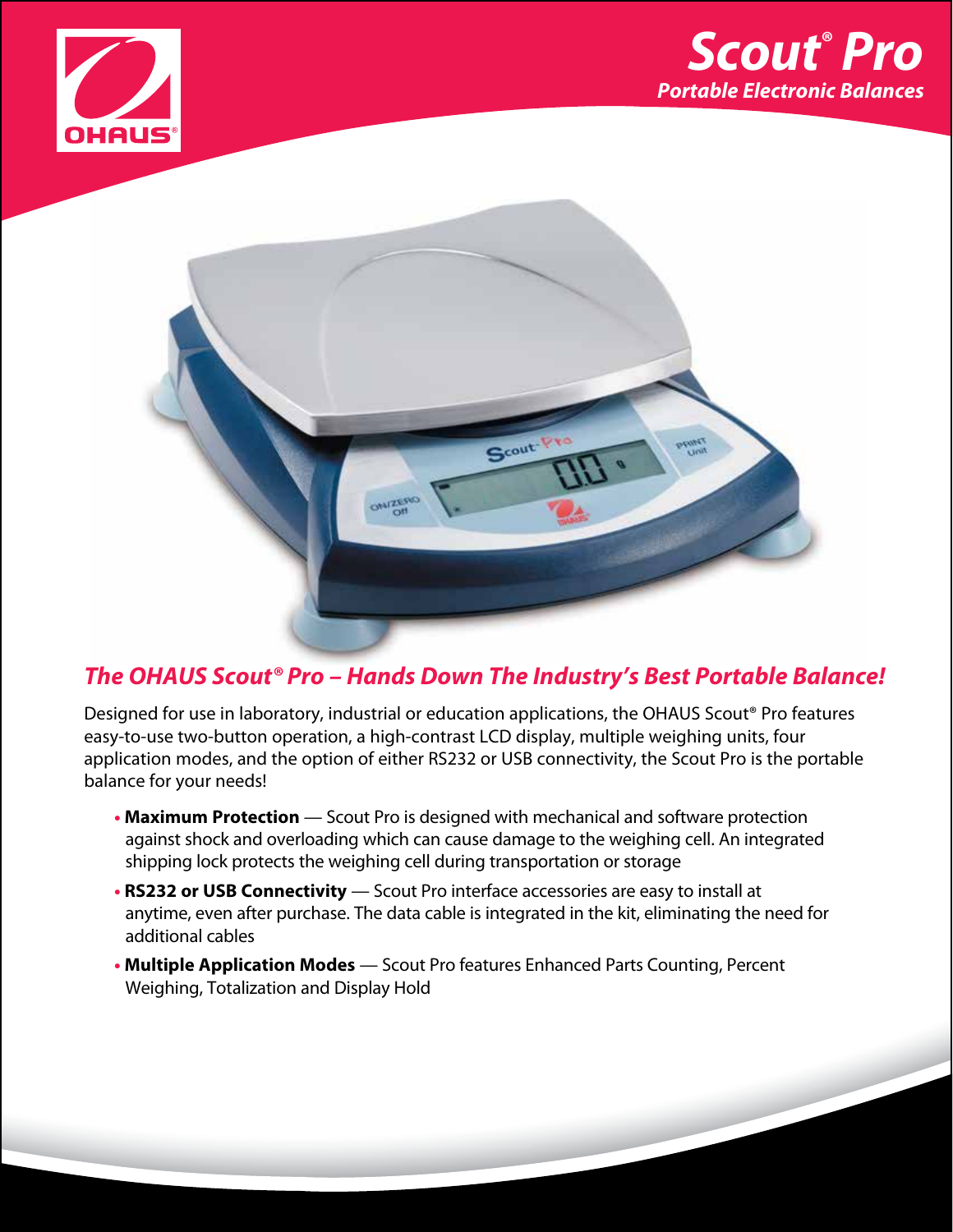# Scout® Pro

## Portable Electronic Balances

### *The OHAUS Scout® Pro – Hands Down The Industry's Best Portable Balance!*

Designed for use in laboratory, industrial or education applications, the OHAUS Scout® Pro features easy-to-use two-button operation, a high-contrast LCD display, multiple weighing units, four application modes, and the option of either RS232 or USB connectivity, the Scout Pro is the portable balance for your needs!

- **Maximum Protection** — Scout Pro is designed with mechanical and software protection against shock and overloading which can cause damage to the weighing cell. An integrated shipping lock protects the weighing cell during transportation or storage
- **RS232 or USB Connectivity** — Scout Pro interface accessories are easy to install at anytime, even after purchase. The data cable is integrated in the kit, eliminating the need for additional cables
- **Multiple Application Modes** — Scout Pro features Enhanced Parts Counting, Percent Weighing, Totalization and Display Hold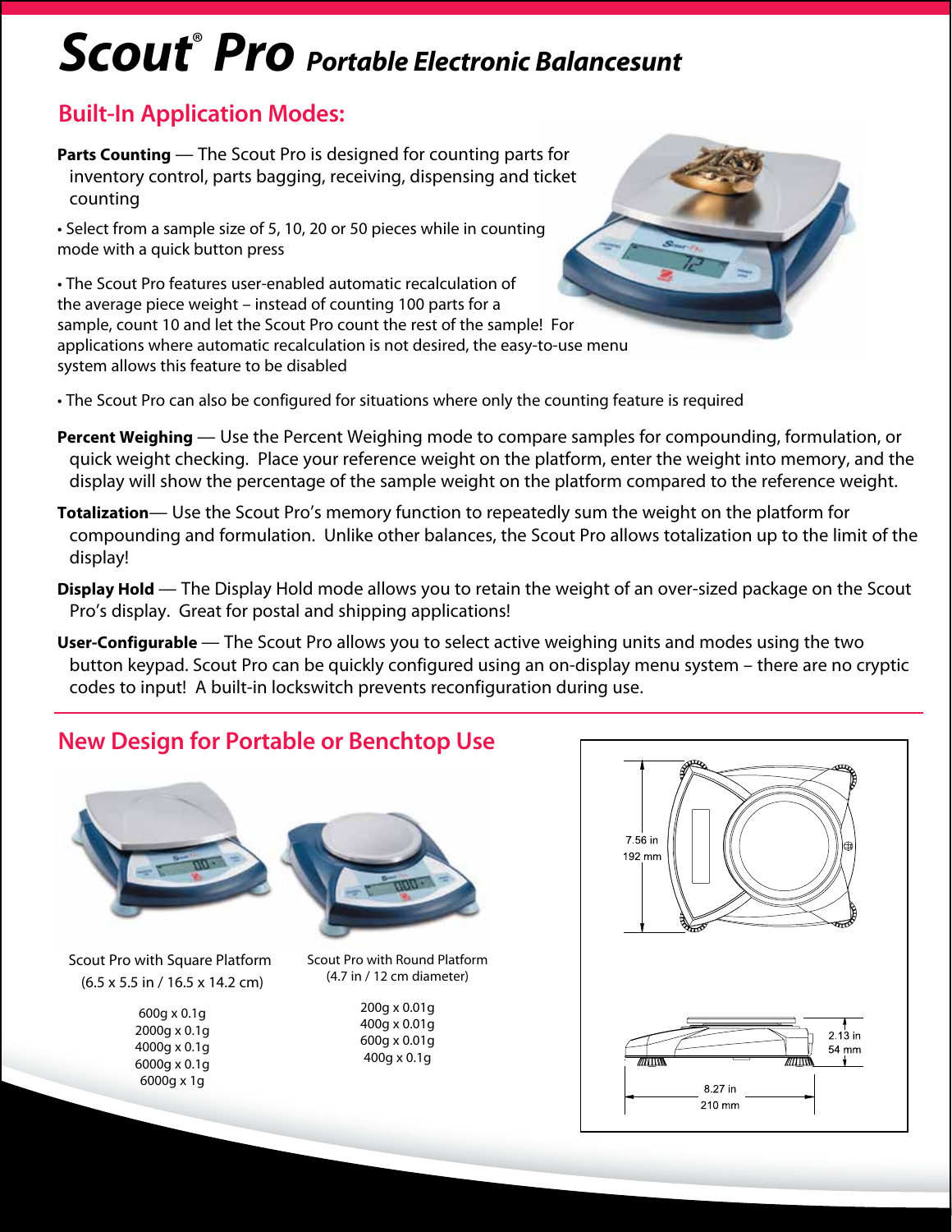# Scout® Pro *Portable Electronic Balancesunt*

## Built-In Application Modes:

**Parts Counting** — The Scout Pro is designed for counting parts for inventory control, parts bagging, receiving, dispensing and ticket counting

- Select from a sample size of 5, 10, 20 or 50 pieces while in counting mode with a quick button press
- The Scout Pro features user-enabled automatic recalculation of the average piece weight – instead of counting 100 parts for a sample, count 10 and let the Scout Pro count the rest of the sample! For applications where automatic recalculation is not desired, the easy-to-use menu system allows this feature to be disabled
- The Scout Pro can also be configured for situations where only the counting feature is required

**Percent Weighing** — Use the Percent Weighing mode to compare samples for compounding, formulation, or quick weight checking. Place your reference weight on the platform, enter the weight into memory, and the display will show the percentage of the sample weight on the platform compared to the reference weight.

**Totalization**— Use the Scout Pro's memory function to repeatedly sum the weight on the platform for compounding and formulation. Unlike other balances, the Scout Pro allows totalization up to the limit of the display!

**Display Hold** — The Display Hold mode allows you to retain the weight of an over-sized package on the Scout Pro's display. Great for postal and shipping applications!

**User-Configurable** — The Scout Pro allows you to select active weighing units and modes using the two button keypad. Scout Pro can be quickly configured using an on-display menu system – there are no cryptic codes to input! A built-in lockswitch prevents reconfiguration during use.

## New Design for Portable or Benchtop Use

Scout Pro with Square Platform
(6.5 x 5.5 in / 16.5 x 14.2 cm)

600g x 0.1g
2000g x 0.1g
4000g x 0.1g
6000g x 0.1g
6000g x 1g

Scout Pro with Round Platform
(4.7 in / 12 cm diameter)

200g x 0.01g
400g x 0.01g
600g x 0.01g
400g x 0.1g

7.56 in
192 mm

2.13 in
54 mm

8.27 in
210 mm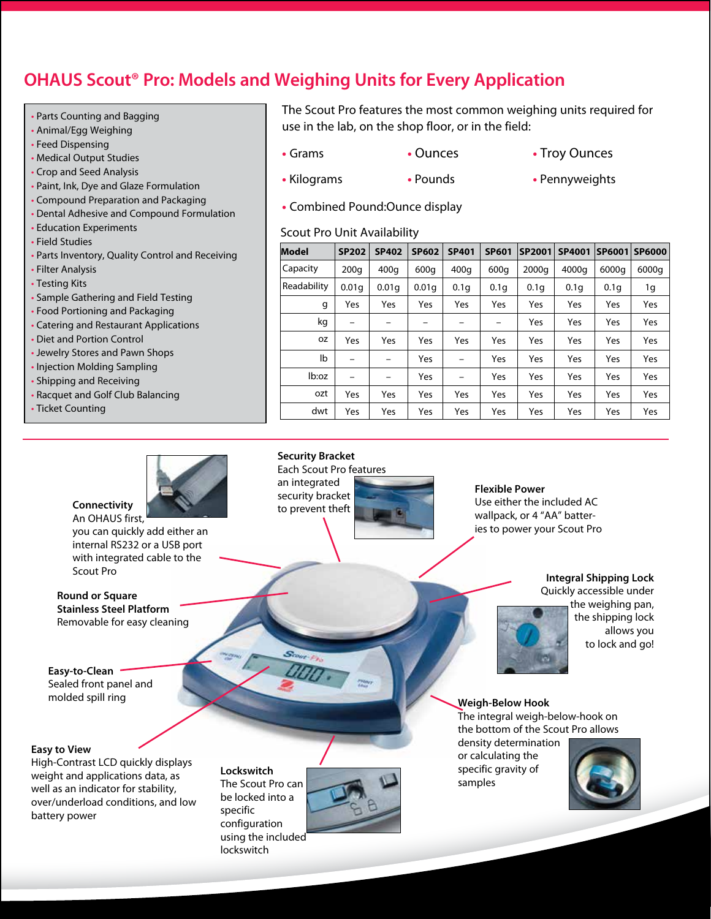# OHAUS Scout® Pro: Models and Weighing Units for Every Application

- Parts Counting and Bagging
- Animal/Egg Weighing
- Feed Dispensing
- Medical Output Studies
- Crop and Seed Analysis
- Paint, Ink, Dye and Glaze Formulation
- Compound Preparation and Packaging
- Dental Adhesive and Compound Formulation
- Education Experiments
- Field Studies
- Parts Inventory, Quality Control and Receiving
- Filter Analysis
- Testing Kits
- Sample Gathering and Field Testing
- Food Portioning and Packaging
- Catering and Restaurant Applications
- Diet and Portion Control
- Jewelry Stores and Pawn Shops
- Injection Molding Sampling
- Shipping and Receiving
- Racquet and Golf Club Balancing
- Ticket Counting

The Scout Pro features the most common weighing units required for use in the lab, on the shop floor, or in the field:

- Grams
- Ounces
- Troy Ounces
- Kilograms
- Pounds
- Pennyweights
- Combined Pound:Ounce display

Scout Pro Unit Availability

| Model | SP202 | SP402 | SP602 | SP401 | SP601 | SP2001 | SP4001 | SP6001 | SP6000 |
|---|---|---|---|---|---|---|---|---|---|
| Capacity | 200g | 400g | 600g | 400g | 600g | 2000g | 4000g | 6000g | 6000g |
| Readability | 0.01g | 0.01g | 0.01g | 0.1g | 0.1g | 0.1g | 0.1g | 0.1g | 1g |
| g | Yes | Yes | Yes | Yes | Yes | Yes | Yes | Yes | Yes |
| kg | – | – | – | – | – | Yes | Yes | Yes | Yes |
| oz | Yes | Yes | Yes | Yes | Yes | Yes | Yes | Yes | Yes |
| lb | – | – | Yes | – | Yes | Yes | Yes | Yes | Yes |
| lb:oz | – | – | Yes | – | Yes | Yes | Yes | Yes | Yes |
| ozt | Yes | Yes | Yes | Yes | Yes | Yes | Yes | Yes | Yes |
| dwt | Yes | Yes | Yes | Yes | Yes | Yes | Yes | Yes | Yes |

**Connectivity**
An OHAUS first, you can quickly add either an internal RS232 or a USB port with integrated cable to the Scout Pro

**Security Bracket**
Each Scout Pro features an integrated security bracket to prevent theft

**Flexible Power**
Use either the included AC wallpack, or 4 "AA" batteries to power your Scout Pro

**Round or Square Stainless Steel Platform**
Removable for easy cleaning

**Integral Shipping Lock**
Quickly accessible under the weighing pan, the shipping lock allows you to lock and go!

**Easy-to-Clean**
Sealed front panel and molded spill ring

**Weigh-Below Hook**
The integral weigh-below-hook on the bottom of the Scout Pro allows density determination or calculating the specific gravity of samples

**Easy to View**
High-Contrast LCD quickly displays weight and applications data, as well as an indicator for stability, over/underload conditions, and low battery power

**Lockswitch**
The Scout Pro can be locked into a specific configuration using the included lockswitch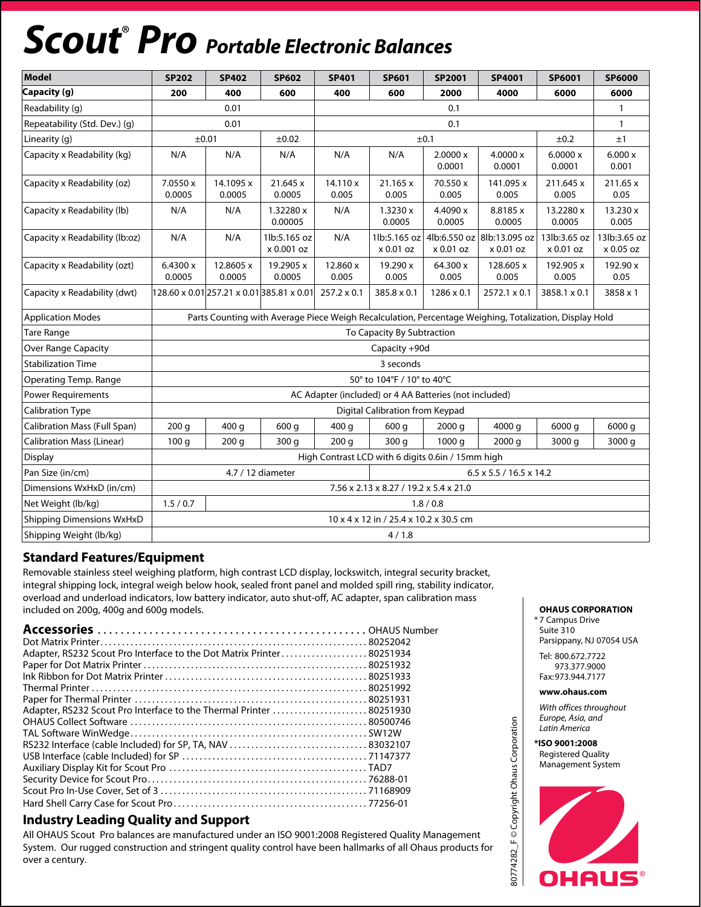# Scout® Pro *Portable Electronic Balances*

| Model | SP202 | SP402 | SP602 | SP401 | SP601 | SP2001 | SP4001 | SP6001 | SP6000 |
|---|---|---|---|---|---|---|---|---|---|
| **Capacity (g)** | **200** | **400** | **600** | **400** | **600** | **2000** | **4000** | **6000** | **6000** |
| Readability (g) | 0.01 | | | 0.1 | | | | | 1 |
| Repeatability (Std. Dev.) (g) | 0.01 | | | 0.1 | | | | | 1 |
| Linearity (g) | ±0.01 | | ±0.02 | ±0.1 | | | | ±0.2 | ±1 |
| Capacity x Readability (kg) | N/A | N/A | N/A | N/A | N/A | 2.0000 x 0.0001 | 4.0000 x 0.0001 | 6.0000 x 0.0001 | 6.000 x 0.001 |
| Capacity x Readability (oz) | 7.0550 x 0.0005 | 14.1095 x 0.0005 | 21.645 x 0.0005 | 14.110 x 0.005 | 21.165 x 0.005 | 70.550 x 0.005 | 141.095 x 0.005 | 211.645 x 0.005 | 211.65 x 0.05 |
| Capacity x Readability (lb) | N/A | N/A | 1.32280 x 0.00005 | N/A | 1.3230 x 0.0005 | 4.4090 x 0.0005 | 8.8185 x 0.0005 | 13.2280 x 0.0005 | 13.230 x 0.005 |
| Capacity x Readability (lb:oz) | N/A | N/A | 1lb:5.165 oz x 0.001 oz | N/A | 1lb:5.165 oz x 0.01 oz | 4lb:6.550 oz x 0.01 oz | 8lb:13.095 oz x 0.01 oz | 13lb:3.65 oz x 0.01 oz | 13lb:3.65 oz x 0.05 oz |
| Capacity x Readability (ozt) | 6.4300 x 0.0005 | 12.8605 x 0.0005 | 19.2905 x 0.0005 | 12.860 x 0.005 | 19.290 x 0.005 | 64.300 x 0.005 | 128.605 x 0.005 | 192.905 x 0.005 | 192.90 x 0.05 |
| Capacity x Readability (dwt) | 128.60 x 0.01 | 257.21 x 0.01 | 385.81 x 0.01 | 257.2 x 0.1 | 385.8 x 0.1 | 1286 x 0.1 | 2572.1 x 0.1 | 3858.1 x 0.1 | 3858 x 1 |
| Application Modes | Parts Counting with Average Piece Weigh Recalculation, Percentage Weighing, Totalization, Display Hold | | | | | | | | |
| Tare Range | To Capacity By Subtraction | | | | | | | | |
| Over Range Capacity | Capacity +90d | | | | | | | | |
| Stabilization Time | 3 seconds | | | | | | | | |
| Operating Temp. Range | 50° to 104°F / 10° to 40°C | | | | | | | | |
| Power Requirements | AC Adapter (included) or 4 AA Batteries (not included) | | | | | | | | |
| Calibration Type | Digital Calibration from Keypad | | | | | | | | |
| Calibration Mass (Full Span) | 200 g | 400 g | 600 g | 400 g | 600 g | 2000 g | 4000 g | 6000 g | 6000 g |
| Calibration Mass (Linear) | 100 g | 200 g | 300 g | 200 g | 300 g | 1000 g | 2000 g | 3000 g | 3000 g |
| Display | High Contrast LCD with 6 digits 0.6in / 15mm high | | | | | | | | |
| Pan Size (in/cm) | 4.7 / 12 diameter | | | 6.5 x 5.5 / 16.5 x 14.2 | | | | | |
| Dimensions WxHxD (in/cm) | 7.56 x 2.13 x 8.27 / 19.2 x 5.4 x 21.0 | | | | | | | | |
| Net Weight (lb/kg) | 1.5 / 0.7 | 1.8 / 0.8 | | | | | | | |
| Shipping Dimensions WxHxD | 10 x 4 x 12 in / 25.4 x 10.2 x 30.5 cm | | | | | | | | |
| Shipping Weight (lb/kg) | 4 / 1.8 | | | | | | | | |

## Standard Features/Equipment

Removable stainless steel weighing platform, high contrast LCD display, lockswitch, integral security bracket, integral shipping lock, integral weigh below hook, sealed front panel and molded spill ring, stability indicator, overload and underload indicators, low battery indicator, auto shut-off, AC adapter, span calibration mass included on 200g, 400g and 600g models.

## Accessories

| Accessory | OHAUS Number |
|---|---|
| Dot Matrix Printer | 80252042 |
| Adapter, RS232 Scout Pro Interface to the Dot Matrix Printer | 80251934 |
| Paper for Dot Matrix Printer | 80251932 |
| Ink Ribbon for Dot Matrix Printer | 80251933 |
| Thermal Printer | 80251992 |
| Paper for Thermal Printer | 80251931 |
| Adapter, RS232 Scout Pro Interface to the Thermal Printer | 80251930 |
| OHAUS Collect Software | 80500746 |
| TAL Software WinWedge | SW12W |
| RS232 Interface (cable Included) for SP, TA, NAV | 83032107 |
| USB Interface (cable Included) for SP | 71147377 |
| Auxiliary Display Kit for Scout Pro | TAD7 |
| Security Device for Scout Pro | 76288-01 |
| Scout Pro In-Use Cover, Set of 3 | 71168909 |
| Hard Shell Carry Case for Scout Pro | 77256-01 |

## Industry Leading Quality and Support

All OHAUS Scout Pro balances are manufactured under an ISO 9001:2008 Registered Quality Management System. Our rugged construction and stringent quality control have been hallmarks of all Ohaus products for over a century.

**OHAUS CORPORATION**
*7 Campus Drive
Suite 310
Parsippany, NJ 07054 USA

Tel: 800.672.7722
973.377.9000
Fax: 973.944.7177

**www.ohaus.com**

*With offices throughout Europe, Asia, and Latin America*

***ISO 9001:2008**
Registered Quality Management System

80774282_F © Copyright Ohaus Corporation

OHAUS®